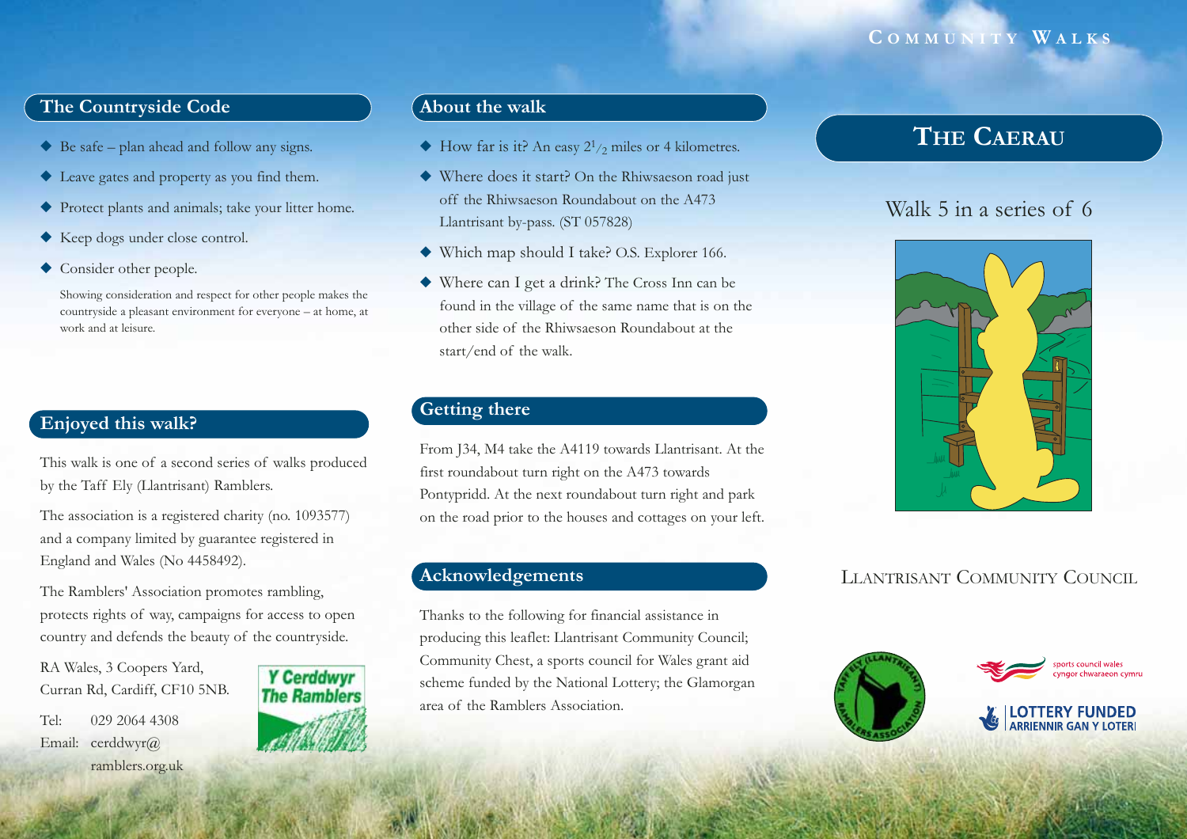## The Countryside Code

- Be safe – plan ahead and follow any signs.
- Leave gates and property as you find them.
- Protect plants and animals; take your litter home.
- Keep dogs under close control.
- Consider other people.

Showing consideration and respect for other people makes the countryside a pleasant environment for everyone – at home, at work and at leisure.

## Enjoyed this walk?

This walk is one of a second series of walks produced by the Taff Ely (Llantrisant) Ramblers.

The association is a registered charity (no. 1093577) and a company limited by guarantee registered in England and Wales (No 4458492).

The Ramblers' Association promotes rambling, protects rights of way, campaigns for access to open country and defends the beauty of the countryside.

RA Wales, 3 Coopers Yard,
Curran Rd, Cardiff, CF10 5NB.

Tel: 029 2064 4308
Email: cerddwyr@ramblers.org.uk

Y Cerddwyr
The Ramblers

## About the walk

- How far is it? An easy $2^1/_2$ miles or 4 kilometres.
- Where does it start? On the Rhiwsaeson road just off the Rhiwsaeson Roundabout on the A473 Llantrisant by-pass. (ST 057828)
- Which map should I take? O.S. Explorer 166.
- Where can I get a drink? The Cross Inn can be found in the village of the same name that is on the other side of the Rhiwsaeson Roundabout at the start/end of the walk.

## Getting there

From J34, M4 take the A4119 towards Llantrisant. At the first roundabout turn right on the A473 towards Pontypridd. At the next roundabout turn right and park on the road prior to the houses and cottages on your left.

## Acknowledgements

Thanks to the following for financial assistance in producing this leaflet: Llantrisant Community Council; Community Chest, a sports council for Wales grant aid scheme funded by the National Lottery; the Glamorgan area of the Ramblers Association.

COMMUNITY WALKS

# The Caerau

Walk 5 in a series of 6

LLANTRISANT COMMUNITY COUNCIL

Taff Ely (Llantrisant) Ramblers Association

sports council wales
cyngor chwaraeon cymru

LOTTERY FUNDED
ARRIENNIR GAN Y LOTERI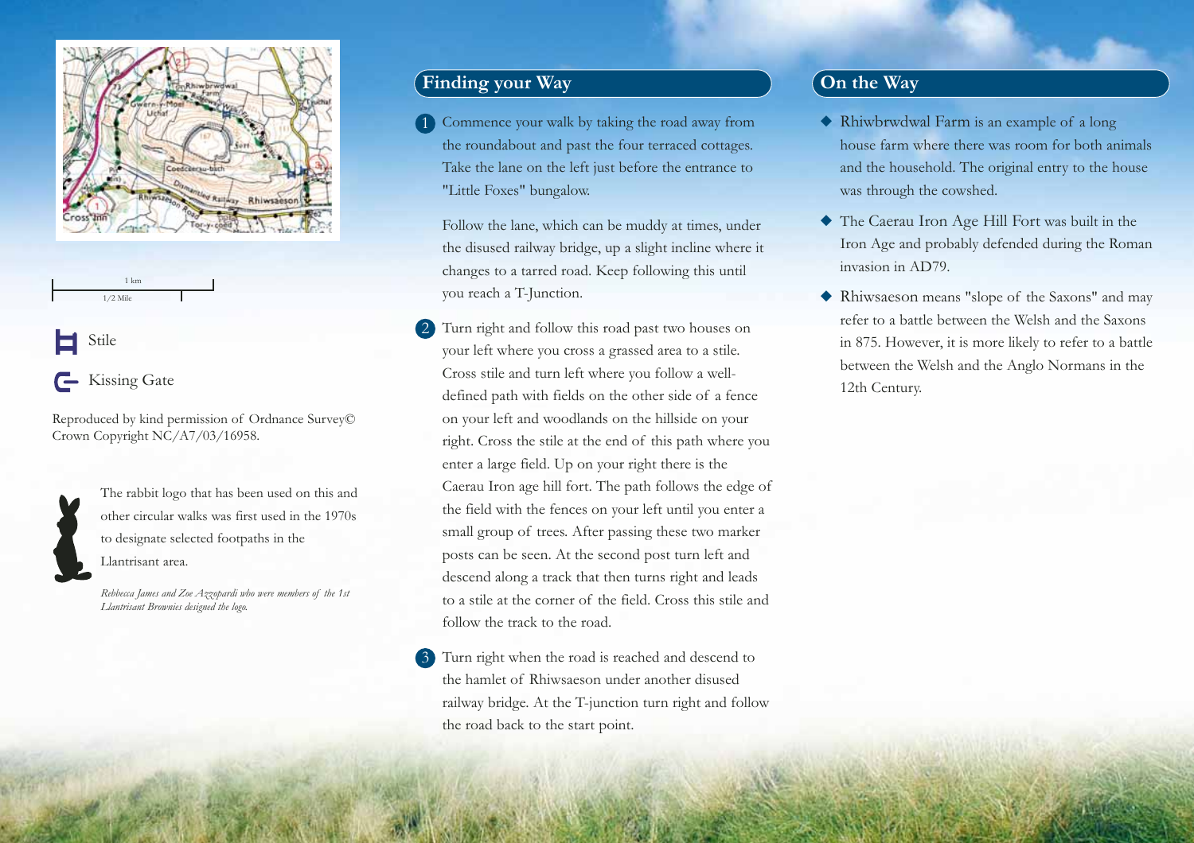1 km

1/2 Mile

Stile

Kissing Gate

Reproduced by kind permission of Ordnance Survey© Crown Copyright NC/A7/03/16958.

The rabbit logo that has been used on this and other circular walks was first used in the 1970s to designate selected footpaths in the Llantrisant area.

*Rebbecca James and Zoe Azzopardi who were members of the 1st Llantrisant Brownies designed the logo.*

## Finding your Way

1. Commence your walk by taking the road away from the roundabout and past the four terraced cottages. Take the lane on the left just before the entrance to "Little Foxes" bungalow.

   Follow the lane, which can be muddy at times, under the disused railway bridge, up a slight incline where it changes to a tarred road. Keep following this until you reach a T-Junction.

2. Turn right and follow this road past two houses on your left where you cross a grassed area to a stile. Cross stile and turn left where you follow a well-defined path with fields on the other side of a fence on your left and woodlands on the hillside on your right. Cross the stile at the end of this path where you enter a large field. Up on your right there is the Caerau Iron age hill fort. The path follows the edge of the field with the fences on your left until you enter a small group of trees. After passing these two marker posts can be seen. At the second post turn left and descend along a track that then turns right and leads to a stile at the corner of the field. Cross this stile and follow the track to the road.

3. Turn right when the road is reached and descend to the hamlet of Rhiwsaeson under another disused railway bridge. At the T-junction turn right and follow the road back to the start point.

## On the Way

- Rhiwbrwdwal Farm is an example of a long house farm where there was room for both animals and the household. The original entry to the house was through the cowshed.
- The Caerau Iron Age Hill Fort was built in the Iron Age and probably defended during the Roman invasion in AD79.
- Rhiwsaeson means "slope of the Saxons" and may refer to a battle between the Welsh and the Saxons in 875. However, it is more likely to refer to a battle between the Welsh and the Anglo Normans in the 12th Century.